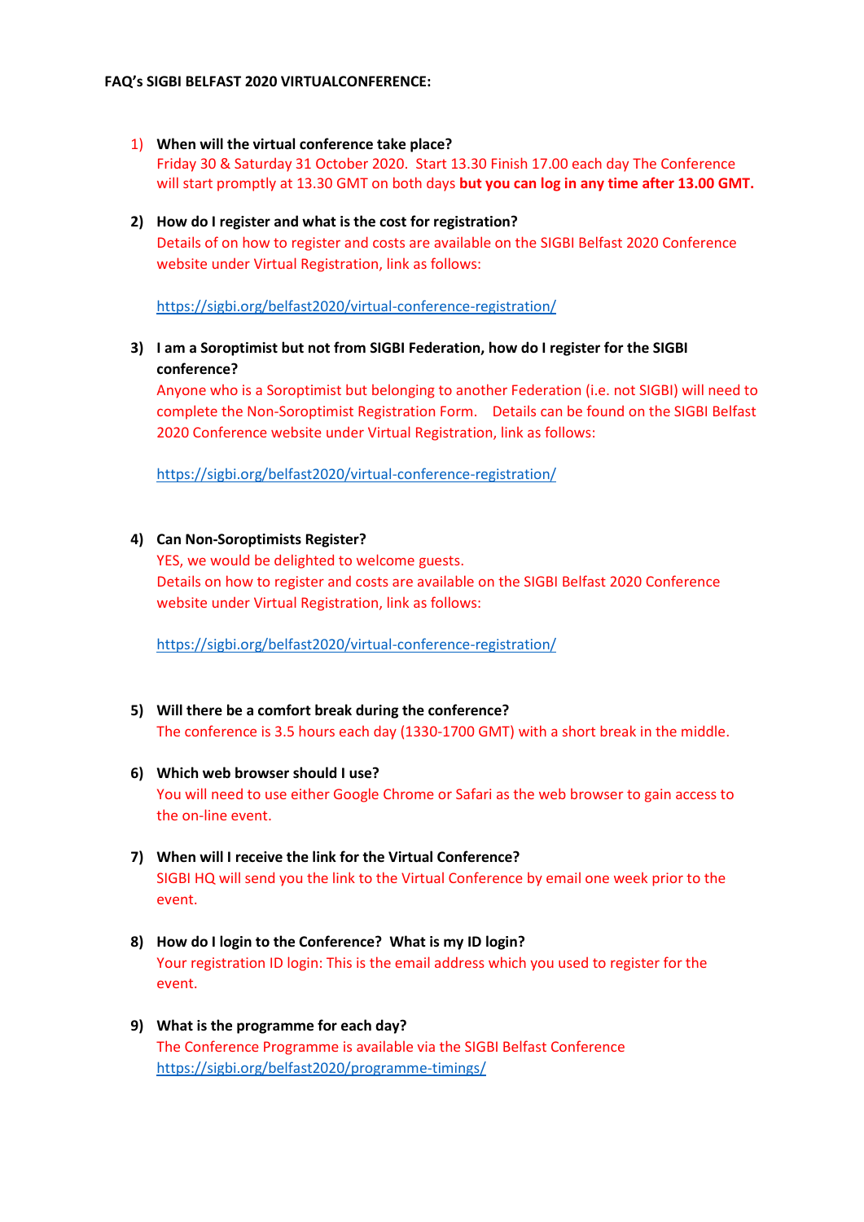**FAQ's SIGBI BELFAST 2020 VIRTUALCONFERENCE:**

1) **When will the virtual conference take place?**
   Friday 30 & Saturday 31 October 2020. Start 13.30 Finish 17.00 each day The Conference will start promptly at 13.30 GMT on both days **but you can log in any time after 13.00 GMT.**

2) **How do I register and what is the cost for registration?**
   Details of on how to register and costs are available on the SIGBI Belfast 2020 Conference website under Virtual Registration, link as follows:

   https://sigbi.org/belfast2020/virtual-conference-registration/

3) **I am a Soroptimist but not from SIGBI Federation, how do I register for the SIGBI conference?**
   Anyone who is a Soroptimist but belonging to another Federation (i.e. not SIGBI) will need to complete the Non-Soroptimist Registration Form. Details can be found on the SIGBI Belfast 2020 Conference website under Virtual Registration, link as follows:

   https://sigbi.org/belfast2020/virtual-conference-registration/

4) **Can Non-Soroptimists Register?**
   YES, we would be delighted to welcome guests.
   Details on how to register and costs are available on the SIGBI Belfast 2020 Conference website under Virtual Registration, link as follows:

   https://sigbi.org/belfast2020/virtual-conference-registration/

5) **Will there be a comfort break during the conference?**
   The conference is 3.5 hours each day (1330-1700 GMT) with a short break in the middle.

6) **Which web browser should I use?**
   You will need to use either Google Chrome or Safari as the web browser to gain access to the on-line event.

7) **When will I receive the link for the Virtual Conference?**
   SIGBI HQ will send you the link to the Virtual Conference by email one week prior to the event.

8) **How do I login to the Conference? What is my ID login?**
   Your registration ID login: This is the email address which you used to register for the event.

9) **What is the programme for each day?**
   The Conference Programme is available via the SIGBI Belfast Conference https://sigbi.org/belfast2020/programme-timings/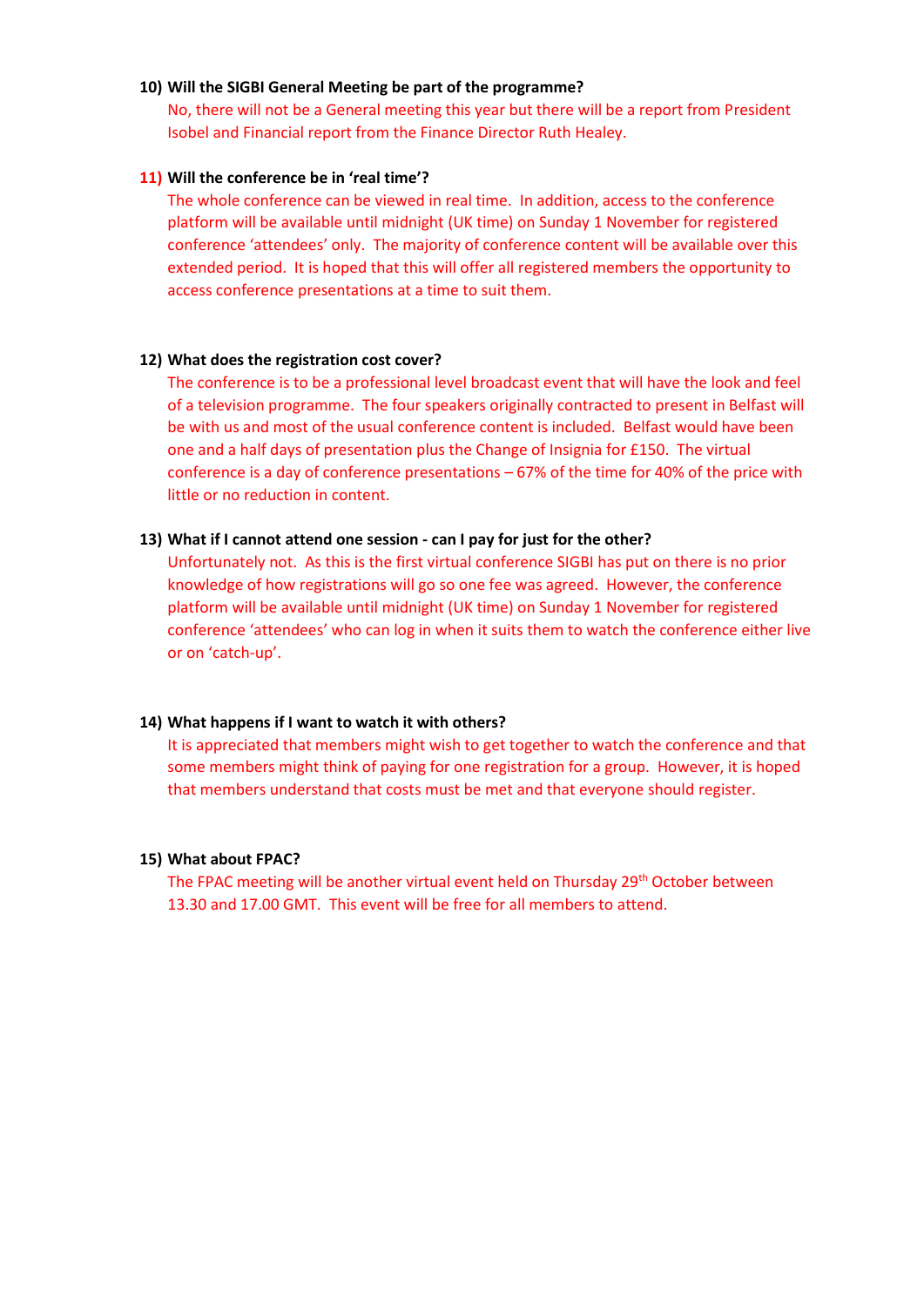**10) Will the SIGBI General Meeting be part of the programme?**

No, there will not be a General meeting this year but there will be a report from President Isobel and Financial report from the Finance Director Ruth Healey.

**11) Will the conference be in 'real time'?**

The whole conference can be viewed in real time. In addition, access to the conference platform will be available until midnight (UK time) on Sunday 1 November for registered conference 'attendees' only. The majority of conference content will be available over this extended period. It is hoped that this will offer all registered members the opportunity to access conference presentations at a time to suit them.

**12) What does the registration cost cover?**

The conference is to be a professional level broadcast event that will have the look and feel of a television programme. The four speakers originally contracted to present in Belfast will be with us and most of the usual conference content is included. Belfast would have been one and a half days of presentation plus the Change of Insignia for £150. The virtual conference is a day of conference presentations – 67% of the time for 40% of the price with little or no reduction in content.

**13) What if I cannot attend one session - can I pay for just for the other?**

Unfortunately not. As this is the first virtual conference SIGBI has put on there is no prior knowledge of how registrations will go so one fee was agreed. However, the conference platform will be available until midnight (UK time) on Sunday 1 November for registered conference 'attendees' who can log in when it suits them to watch the conference either live or on 'catch-up'.

**14) What happens if I want to watch it with others?**

It is appreciated that members might wish to get together to watch the conference and that some members might think of paying for one registration for a group. However, it is hoped that members understand that costs must be met and that everyone should register.

**15) What about FPAC?**

The FPAC meeting will be another virtual event held on Thursday 29th October between 13.30 and 17.00 GMT. This event will be free for all members to attend.